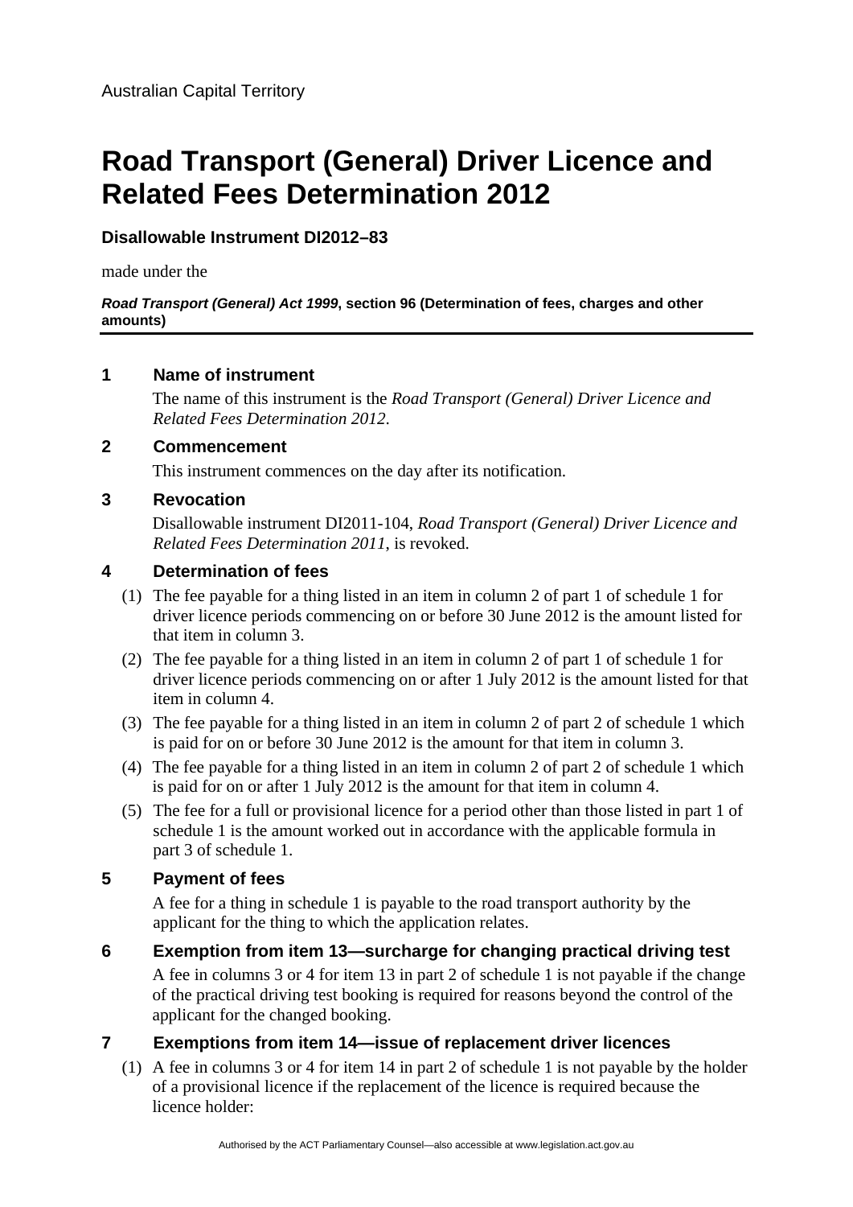Australian Capital Territory

# Road Transport (General) Driver Licence and Related Fees Determination 2012

**Disallowable Instrument DI2012–83**

made under the

***Road Transport (General) Act 1999*, section 96 (Determination of fees, charges and other amounts)**

## 1 Name of instrument

The name of this instrument is the *Road Transport (General) Driver Licence and Related Fees Determination 2012*.

## 2 Commencement

This instrument commences on the day after its notification.

## 3 Revocation

Disallowable instrument DI2011-104, *Road Transport (General) Driver Licence and Related Fees Determination 2011*, is revoked.

## 4 Determination of fees

(1) The fee payable for a thing listed in an item in column 2 of part 1 of schedule 1 for driver licence periods commencing on or before 30 June 2012 is the amount listed for that item in column 3.

(2) The fee payable for a thing listed in an item in column 2 of part 1 of schedule 1 for driver licence periods commencing on or after 1 July 2012 is the amount listed for that item in column 4.

(3) The fee payable for a thing listed in an item in column 2 of part 2 of schedule 1 which is paid for on or before 30 June 2012 is the amount for that item in column 3.

(4) The fee payable for a thing listed in an item in column 2 of part 2 of schedule 1 which is paid for on or after 1 July 2012 is the amount for that item in column 4.

(5) The fee for a full or provisional licence for a period other than those listed in part 1 of schedule 1 is the amount worked out in accordance with the applicable formula in part 3 of schedule 1.

## 5 Payment of fees

A fee for a thing in schedule 1 is payable to the road transport authority by the applicant for the thing to which the application relates.

## 6 Exemption from item 13—surcharge for changing practical driving test

A fee in columns 3 or 4 for item 13 in part 2 of schedule 1 is not payable if the change of the practical driving test booking is required for reasons beyond the control of the applicant for the changed booking.

## 7 Exemptions from item 14—issue of replacement driver licences

(1) A fee in columns 3 or 4 for item 14 in part 2 of schedule 1 is not payable by the holder of a provisional licence if the replacement of the licence is required because the licence holder: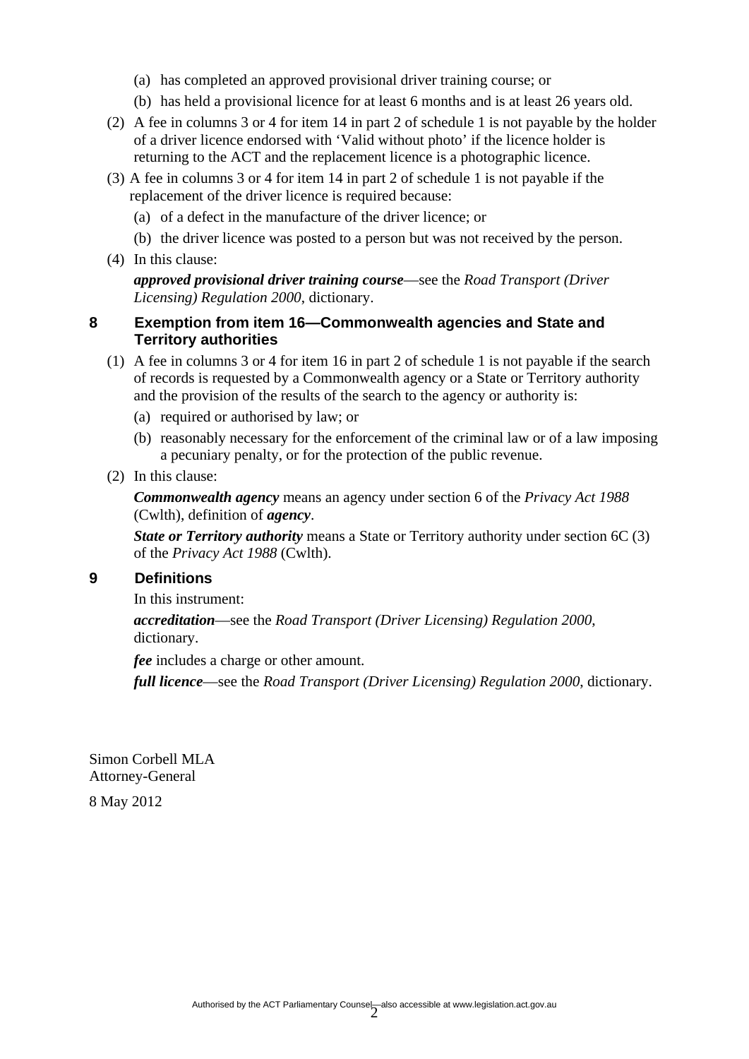(a) has completed an approved provisional driver training course; or

(b) has held a provisional licence for at least 6 months and is at least 26 years old.

(2) A fee in columns 3 or 4 for item 14 in part 2 of schedule 1 is not payable by the holder of a driver licence endorsed with 'Valid without photo' if the licence holder is returning to the ACT and the replacement licence is a photographic licence.

(3) A fee in columns 3 or 4 for item 14 in part 2 of schedule 1 is not payable if the replacement of the driver licence is required because:

(a) of a defect in the manufacture of the driver licence; or

(b) the driver licence was posted to a person but was not received by the person.

(4) In this clause:

***approved provisional driver training course***—see the *Road Transport (Driver Licensing) Regulation 2000*, dictionary.

### 8 Exemption from item 16—Commonwealth agencies and State and Territory authorities

(1) A fee in columns 3 or 4 for item 16 in part 2 of schedule 1 is not payable if the search of records is requested by a Commonwealth agency or a State or Territory authority and the provision of the results of the search to the agency or authority is:

(a) required or authorised by law; or

(b) reasonably necessary for the enforcement of the criminal law or of a law imposing a pecuniary penalty, or for the protection of the public revenue.

(2) In this clause:

***Commonwealth agency*** means an agency under section 6 of the *Privacy Act 1988* (Cwlth), definition of ***agency***.

***State or Territory authority*** means a State or Territory authority under section 6C (3) of the *Privacy Act 1988* (Cwlth).

### 9 Definitions

In this instrument:

***accreditation***—see the *Road Transport (Driver Licensing) Regulation 2000*, dictionary.

***fee*** includes a charge or other amount.

***full licence***—see the *Road Transport (Driver Licensing) Regulation 2000*, dictionary.

Simon Corbell MLA
Attorney-General

8 May 2012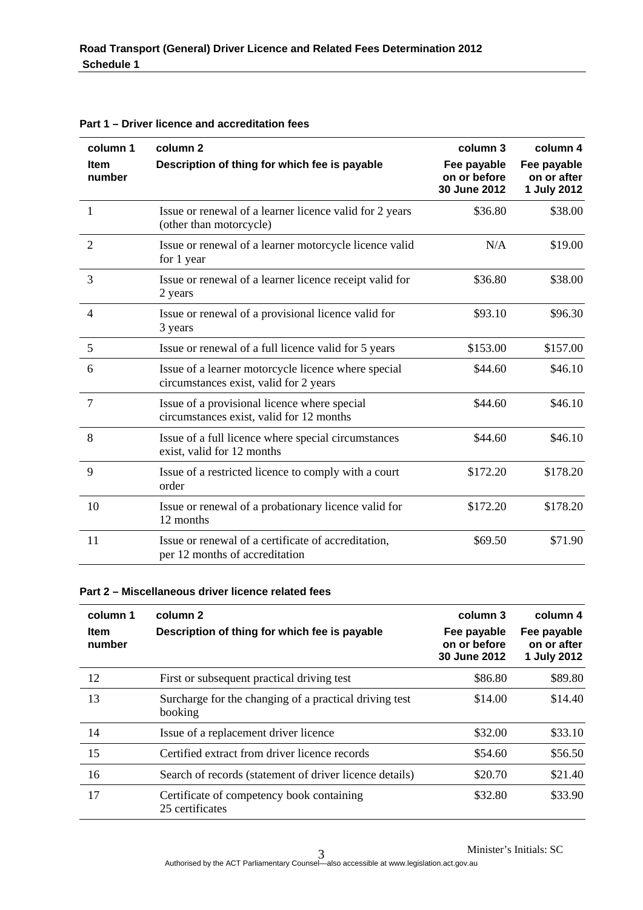**Part 1 – Driver licence and accreditation fees**

| column 1<br>**Item number** | column 2<br>**Description of thing for which fee is payable** | column 3<br>**Fee payable on or before 30 June 2012** | column 4<br>**Fee payable on or after 1 July 2012** |
|---|---|---|---|
| 1 | Issue or renewal of a learner licence valid for 2 years (other than motorcycle) | $36.80 | $38.00 |
| 2 | Issue or renewal of a learner motorcycle licence valid for 1 year | N/A | $19.00 |
| 3 | Issue or renewal of a learner licence receipt valid for 2 years | $36.80 | $38.00 |
| 4 | Issue or renewal of a provisional licence valid for 3 years | $93.10 | $96.30 |
| 5 | Issue or renewal of a full licence valid for 5 years | $153.00 | $157.00 |
| 6 | Issue of a learner motorcycle licence where special circumstances exist, valid for 2 years | $44.60 | $46.10 |
| 7 | Issue of a provisional licence where special circumstances exist, valid for 12 months | $44.60 | $46.10 |
| 8 | Issue of a full licence where special circumstances exist, valid for 12 months | $44.60 | $46.10 |
| 9 | Issue of a restricted licence to comply with a court order | $172.20 | $178.20 |
| 10 | Issue or renewal of a probationary licence valid for 12 months | $172.20 | $178.20 |
| 11 | Issue or renewal of a certificate of accreditation, per 12 months of accreditation | $69.50 | $71.90 |

**Part 2 – Miscellaneous driver licence related fees**

| column 1<br>**Item number** | column 2<br>**Description of thing for which fee is payable** | column 3<br>**Fee payable on or before 30 June 2012** | column 4<br>**Fee payable on or after 1 July 2012** |
|---|---|---|---|
| 12 | First or subsequent practical driving test | $86.80 | $89.80 |
| 13 | Surcharge for the changing of a practical driving test booking | $14.00 | $14.40 |
| 14 | Issue of a replacement driver licence | $32.00 | $33.10 |
| 15 | Certified extract from driver licence records | $54.60 | $56.50 |
| 16 | Search of records (statement of driver licence details) | $20.70 | $21.40 |
| 17 | Certificate of competency book containing 25 certificates | $32.80 | $33.90 |

Minister's Initials: SC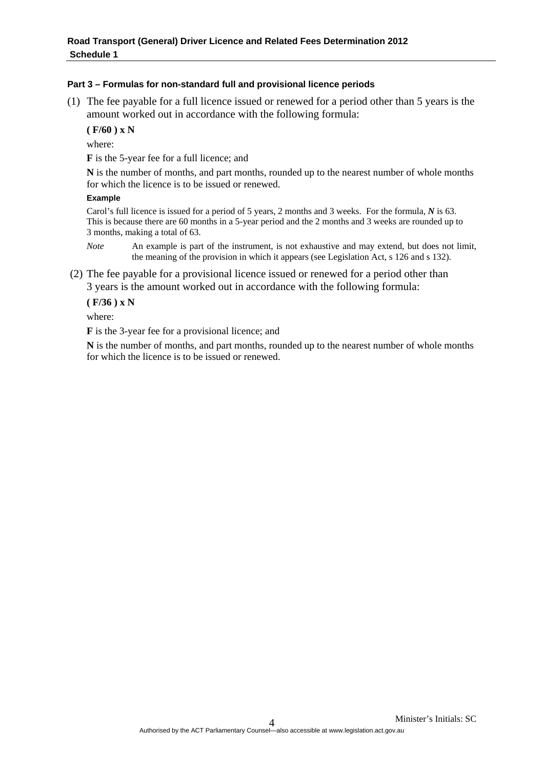### Part 3 – Formulas for non-standard full and provisional licence periods

(1) The fee payable for a full licence issued or renewed for a period other than 5 years is the amount worked out in accordance with the following formula:

$$(F/60) \times N$$

where:

**F** is the 5-year fee for a full licence; and

**N** is the number of months, and part months, rounded up to the nearest number of whole months for which the licence is to be issued or renewed.

**Example**

Carol's full licence is issued for a period of 5 years, 2 months and 3 weeks. For the formula, ***N*** is 63. This is because there are 60 months in a 5-year period and the 2 months and 3 weeks are rounded up to 3 months, making a total of 63.

*Note* An example is part of the instrument, is not exhaustive and may extend, but does not limit, the meaning of the provision in which it appears (see Legislation Act, s 126 and s 132).

(2) The fee payable for a provisional licence issued or renewed for a period other than 3 years is the amount worked out in accordance with the following formula:

$$(F/36) \times N$$

where:

**F** is the 3-year fee for a provisional licence; and

**N** is the number of months, and part months, rounded up to the nearest number of whole months for which the licence is to be issued or renewed.

Minister's Initials: SC